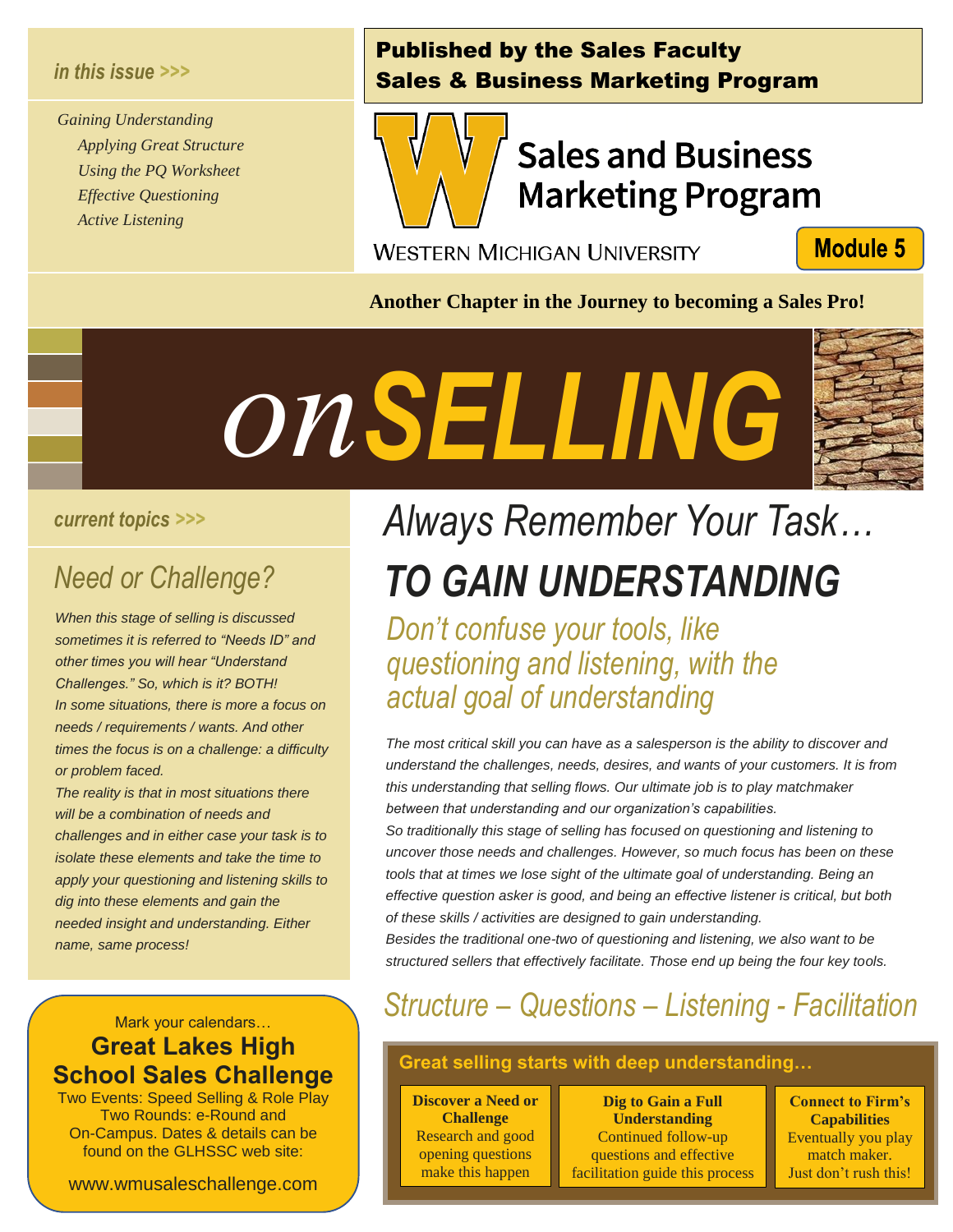*in this issue >>>*

*Gaining Understanding*
*Applying Great Structure*
*Using the PQ Worksheet*
*Effective Questioning*
*Active Listening*

**Published by the Sales Faculty**
**Sales & Business Marketing Program**

Sales and Business Marketing Program

WESTERN MICHIGAN UNIVERSITY

**Module 5**

**Another Chapter in the Journey to becoming a Sales Pro!**

# *on* ***SELLING***

*current topics >>>*

## *Need or Challenge?*

*When this stage of selling is discussed sometimes it is referred to "Needs ID" and other times you will hear "Understand Challenges." So, which is it? BOTH!*
*In some situations, there is more a focus on needs / requirements / wants. And other times the focus is on a challenge: a difficulty or problem faced.*
*The reality is that in most situations there will be a combination of needs and challenges and in either case your task is to isolate these elements and take the time to apply your questioning and listening skills to dig into these elements and gain the needed insight and understanding. Either name, same process!*

Mark your calendars…
**Great Lakes High School Sales Challenge**
Two Events: Speed Selling & Role Play
Two Rounds: e-Round and On-Campus. Dates & details can be found on the GLHSSC web site:

www.wmusaleschallenge.com

## *Always Remember Your Task…*

# *TO GAIN UNDERSTANDING*

### *Don't confuse your tools, like questioning and listening, with the actual goal of understanding*

*The most critical skill you can have as a salesperson is the ability to discover and understand the challenges, needs, desires, and wants of your customers. It is from this understanding that selling flows. Our ultimate job is to play matchmaker between that understanding and our organization's capabilities.*
*So traditionally this stage of selling has focused on questioning and listening to uncover those needs and challenges. However, so much focus has been on these tools that at times we lose sight of the ultimate goal of understanding. Being an effective question asker is good, and being an effective listener is critical, but both of these skills / activities are designed to gain understanding.*
*Besides the traditional one-two of questioning and listening, we also want to be structured sellers that effectively facilitate. Those end up being the four key tools.*

## *Structure – Questions – Listening - Facilitation*

**Great selling starts with deep understanding…**

| **Discover a Need or Challenge** | **Dig to Gain a Full Understanding** | **Connect to Firm's Capabilities** |
|---|---|---|
| Research and good opening questions make this happen | Continued follow-up questions and effective facilitation guide this process | Eventually you play match maker. Just don't rush this! |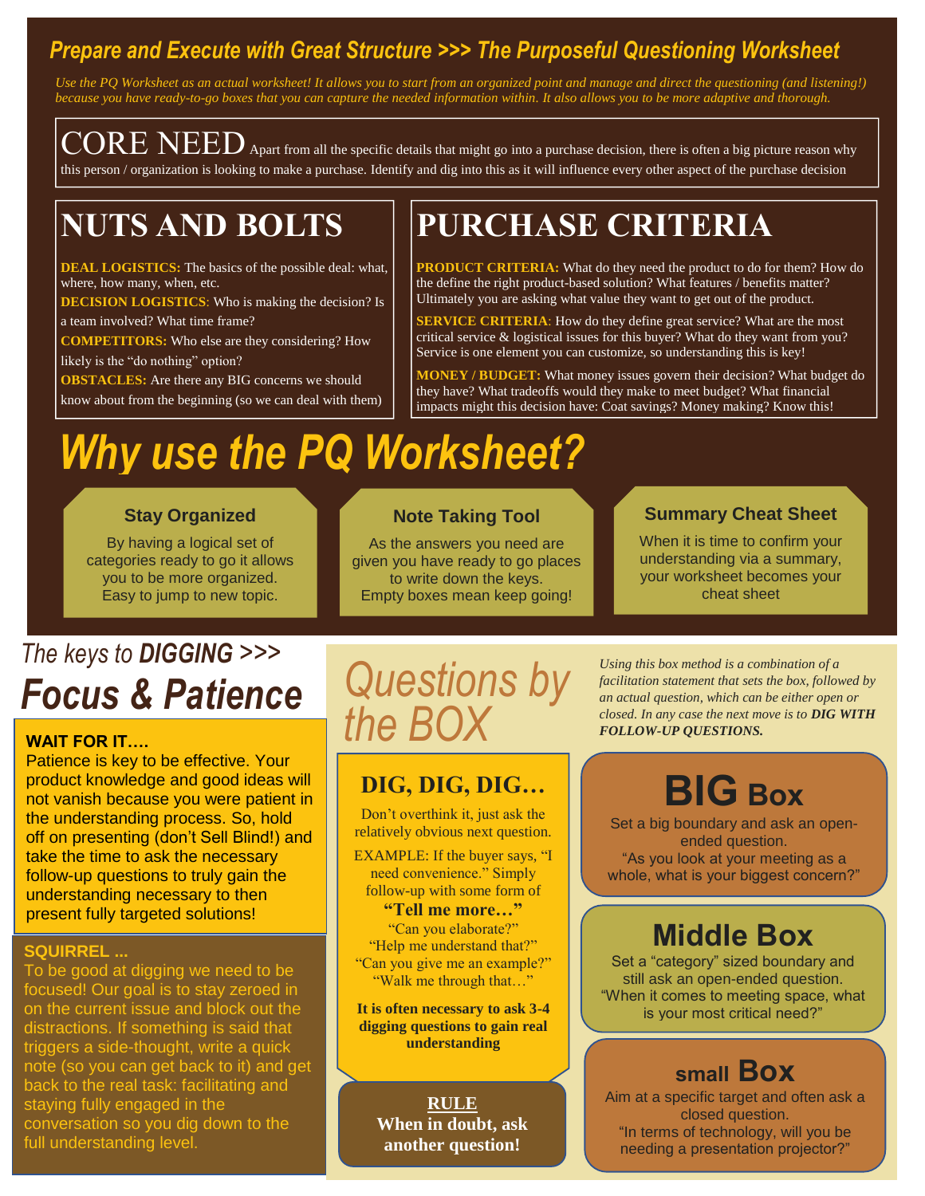## Prepare and Execute with Great Structure >>> The Purposeful Questioning Worksheet

*Use the PQ Worksheet as an actual worksheet! It allows you to start from an organized point and manage and direct the questioning (and listening!) because you have ready-to-go boxes that you can capture the needed information within. It also allows you to be more adaptive and thorough.*

## CORE NEED

Apart from all the specific details that might go into a purchase decision, there is often a big picture reason why this person / organization is looking to make a purchase. Identify and dig into this as it will influence every other aspect of the purchase decision

## NUTS AND BOLTS

**DEAL LOGISTICS:** The basics of the possible deal: what, where, how many, when, etc.

**DECISION LOGISTICS**: Who is making the decision? Is a team involved? What time frame?

**COMPETITORS:** Who else are they considering? How likely is the "do nothing" option?

**OBSTACLES:** Are there any BIG concerns we should know about from the beginning (so we can deal with them)

## PURCHASE CRITERIA

**PRODUCT CRITERIA:** What do they need the product to do for them? How do the define the right product-based solution? What features / benefits matter? Ultimately you are asking what value they want to get out of the product.

**SERVICE CRITERIA**: How do they define great service? What are the most critical service & logistical issues for this buyer? What do they want from you? Service is one element you can customize, so understanding this is key!

**MONEY / BUDGET:** What money issues govern their decision? What budget do they have? What tradeoffs would they make to meet budget? What financial impacts might this decision have: Coat savings? Money making? Know this!

## *Why use the PQ Worksheet?*

### Stay Organized

By having a logical set of categories ready to go it allows you to be more organized. Easy to jump to new topic.

### Note Taking Tool

As the answers you need are given you have ready to go places to write down the keys. Empty boxes mean keep going!

### Summary Cheat Sheet

When it is time to confirm your understanding via a summary, your worksheet becomes your cheat sheet

*The keys to **DIGGING** >>>*

## *Focus & Patience*

**WAIT FOR IT….**

Patience is key to be effective. Your product knowledge and good ideas will not vanish because you were patient in the understanding process. So, hold off on presenting (don't Sell Blind!) and take the time to ask the necessary follow-up questions to truly gain the understanding necessary to then present fully targeted solutions!

**SQUIRREL ...**

To be good at digging we need to be focused! Our goal is to stay zeroed in on the current issue and block out the distractions. If something is said that triggers a side-thought, write a quick note (so you can get back to it) and get back to the real task: facilitating and staying fully engaged in the conversation so you dig down to the full understanding level.

## *Questions by the BOX*

*Using this box method is a combination of a facilitation statement that sets the box, followed by an actual question, which can be either open or closed. In any case the next move is to **DIG WITH FOLLOW-UP QUESTIONS.***

### DIG, DIG, DIG…

Don't overthink it, just ask the relatively obvious next question.

EXAMPLE: If the buyer says, "I need convenience." Simply follow-up with some form of

**"Tell me more…"**

"Can you elaborate?"
"Help me understand that?"
"Can you give me an example?"
"Walk me through that…"

**It is often necessary to ask 3-4 digging questions to gain real understanding**

**RULE**
**When in doubt, ask another question!**

### BIG Box

Set a big boundary and ask an open-ended question.
"As you look at your meeting as a whole, what is your biggest concern?"

### Middle Box

Set a "category" sized boundary and still ask an open-ended question.
"When it comes to meeting space, what is your most critical need?"

### small Box

Aim at a specific target and often ask a closed question.
"In terms of technology, will you be needing a presentation projector?"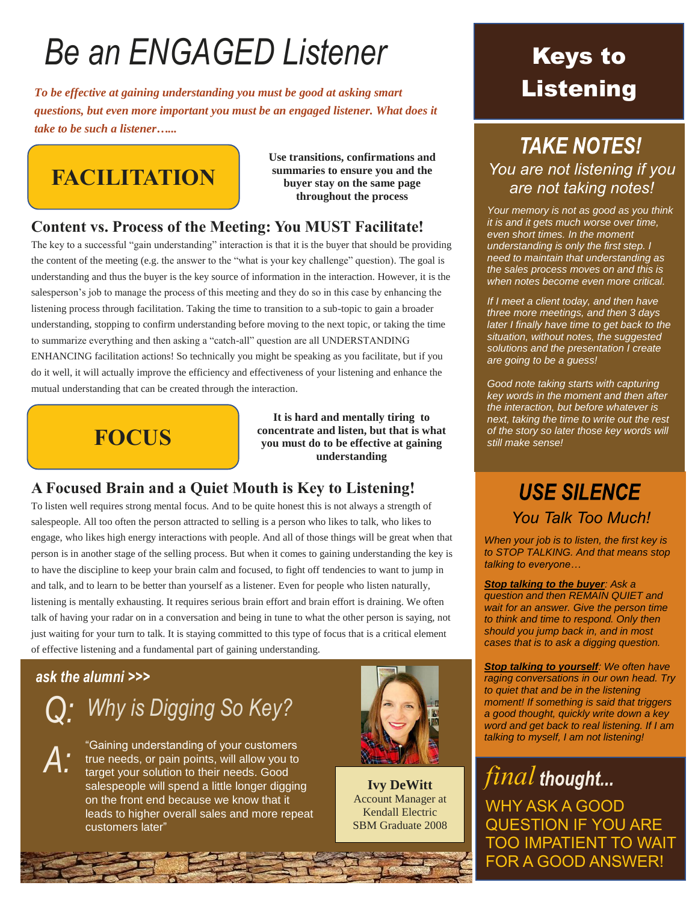# Be an ENGAGED Listener

***To be effective at gaining understanding you must be good at asking smart questions, but even more important you must be an engaged listener. What does it take to be such a listener…...***

## FACILITATION

**Use transitions, confirmations and summaries to ensure you and the buyer stay on the same page throughout the process**

### Content vs. Process of the Meeting: You MUST Facilitate!

The key to a successful "gain understanding" interaction is that it is the buyer that should be providing the content of the meeting (e.g. the answer to the "what is your key challenge" question). The goal is understanding and thus the buyer is the key source of information in the interaction. However, it is the salesperson's job to manage the process of this meeting and they do so in this case by enhancing the listening process through facilitation. Taking the time to transition to a sub-topic to gain a broader understanding, stopping to confirm understanding before moving to the next topic, or taking the time to summarize everything and then asking a "catch-all" question are all UNDERSTANDING ENHANCING facilitation actions! So technically you might be speaking as you facilitate, but if you do it well, it will actually improve the efficiency and effectiveness of your listening and enhance the mutual understanding that can be created through the interaction.

## FOCUS

**It is hard and mentally tiring to concentrate and listen, but that is what you must do to be effective at gaining understanding**

### A Focused Brain and a Quiet Mouth is Key to Listening!

To listen well requires strong mental focus. And to be quite honest this is not always a strength of salespeople. All too often the person attracted to selling is a person who likes to talk, who likes to engage, who likes high energy interactions with people. And all of those things will be great when that person is in another stage of the selling process. But when it comes to gaining understanding the key is to have the discipline to keep your brain calm and focused, to fight off tendencies to want to jump in and talk, and to learn to be better than yourself as a listener. Even for people who listen naturally, listening is mentally exhausting. It requires serious brain effort and brain effort is draining. We often talk of having your radar on in a conversation and being in tune to what the other person is saying, not just waiting for your turn to talk. It is staying committed to this type of focus that is a critical element of effective listening and a fundamental part of gaining understanding.

**ask the alumni >>>**

## Q: *Why is Digging So Key?*

**A:** "Gaining understanding of your customers true needs, or pain points, will allow you to target your solution to their needs. Good salespeople will spend a little longer digging on the front end because we know that it leads to higher overall sales and more repeat customers later"

**Ivy DeWitt**
Account Manager at Kendall Electric
SBM Graduate 2008

## Keys to Listening

### TAKE NOTES!

*You are not listening if you are not taking notes!*

*Your memory is not as good as you think it is and it gets much worse over time, even short times. In the moment understanding is only the first step. I need to maintain that understanding as the sales process moves on and this is when notes become even more critical.*

*If I meet a client today, and then have three more meetings, and then 3 days later I finally have time to get back to the situation, without notes, the suggested solutions and the presentation I create are going to be a guess!*

*Good note taking starts with capturing key words in the moment and then after the interaction, but before whatever is next, taking the time to write out the rest of the story so later those key words will still make sense!*

### USE SILENCE

*You Talk Too Much!*

*When your job is to listen, the first key is to STOP TALKING. And that means stop talking to everyone…*

***Stop talking to the buyer**: Ask a question and then REMAIN QUIET and wait for an answer. Give the person time to think and time to respond. Only then should you jump back in, and in most cases that is to ask a digging question.*

***Stop talking to yourself**: We often have raging conversations in our own head. Try to quiet that and be in the listening moment! If something is said that triggers a good thought, quickly write down a key word and get back to real listening. If I am talking to myself, I am not listening!*

### *final* thought...

WHY ASK A GOOD QUESTION IF YOU ARE TOO IMPATIENT TO WAIT FOR A GOOD ANSWER!